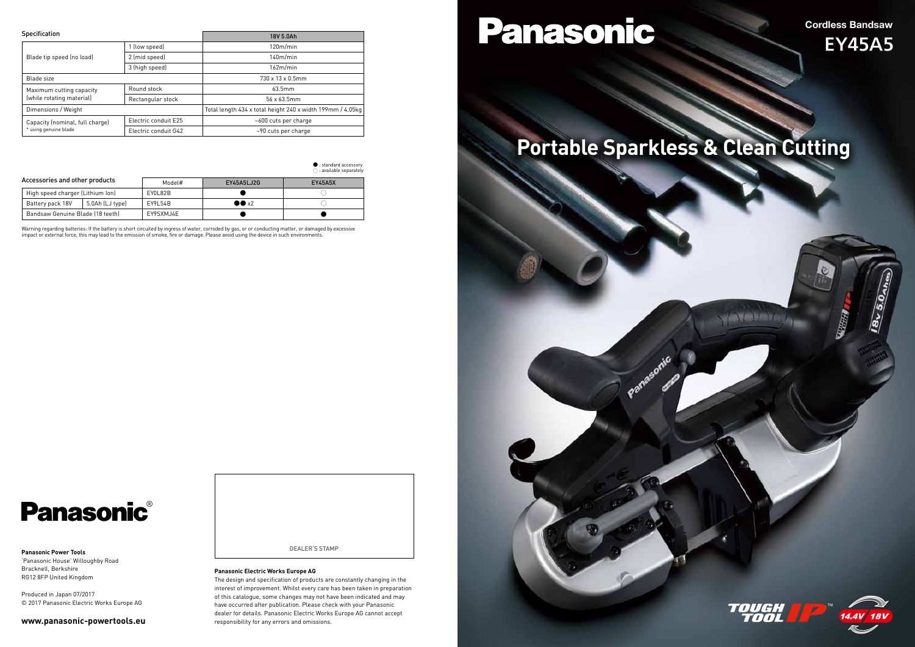# Panasonic

**Cordless Bandsaw**

## EY45A5

## Portable Sparkless & Clean Cutting

Specification

| | | 18V 5.0Ah |
|---|---|---|
| Blade tip speed (no load) | 1 (low speed) | 120m/min |
| | 2 (mid speed) | 140m/min |
| | 3 (high speed) | 162m/min |
| Blade size | | 730 x 13 x 0.5mm |
| Maximum cutting capacity (while rotating material) | Round stock | 63.5mm |
| | Rectangular stock | 56 x 63.5mm |
| Dimensions / Weight | | Total length 434 x total height 240 x width 199mm / 4.05kg |
| Capacity (nominal, full charge) * using genuine blade | Electric conduit E25 | ~600 cuts per charge |
| | Electric conduit G42 | ~90 cuts per charge |

● : standard accessory
○ : available separately

| Accessories and other products | | Model# | EY45A5LJ2G | EY45A5X |
|---|---|---|---|---|
| High speed charger (Lithium Ion) | | EY0L82B | ● | ○ |
| Battery pack 18V | 5.0Ah (LJ type) | EY9L54B | ●● x2 | ○ |
| Bandsaw Genuine Blade (18 teeth) | | EY9SXMJ4E | ● | ● |

Warning regarding batteries: If the battery is short circuited by ingress of water, corroded by gas, or or conducting matter, or damaged by excessive impact or external force, this may lead to the emission of smoke, fire or damage. Please avoid using the device in such environments.

**Panasonic®**

**Panasonic Power Tools**
'Panasonic House' Willoughby Road
Bracknell, Berkshire
RG12 8FP United Kingdom

Produced in Japan 07/2017
© 2017 Panasonic Electric Works Europe AG

**www.panasonic-powertools.eu**

DEALER'S STAMP

**Panasonic Electric Works Europe AG**
The design and specification of products are constantly changing in the interest of improvement. Whilst every care has been taken in preparation of this catalogue, some changes may not have been indicated and may have occurred after publication. Please check with your Panasonic dealer for details. Panasonic Electric Works Europe AG cannot accept responsibility for any errors and omissions.

TOUGH TOOL IP™ 14.4V 18V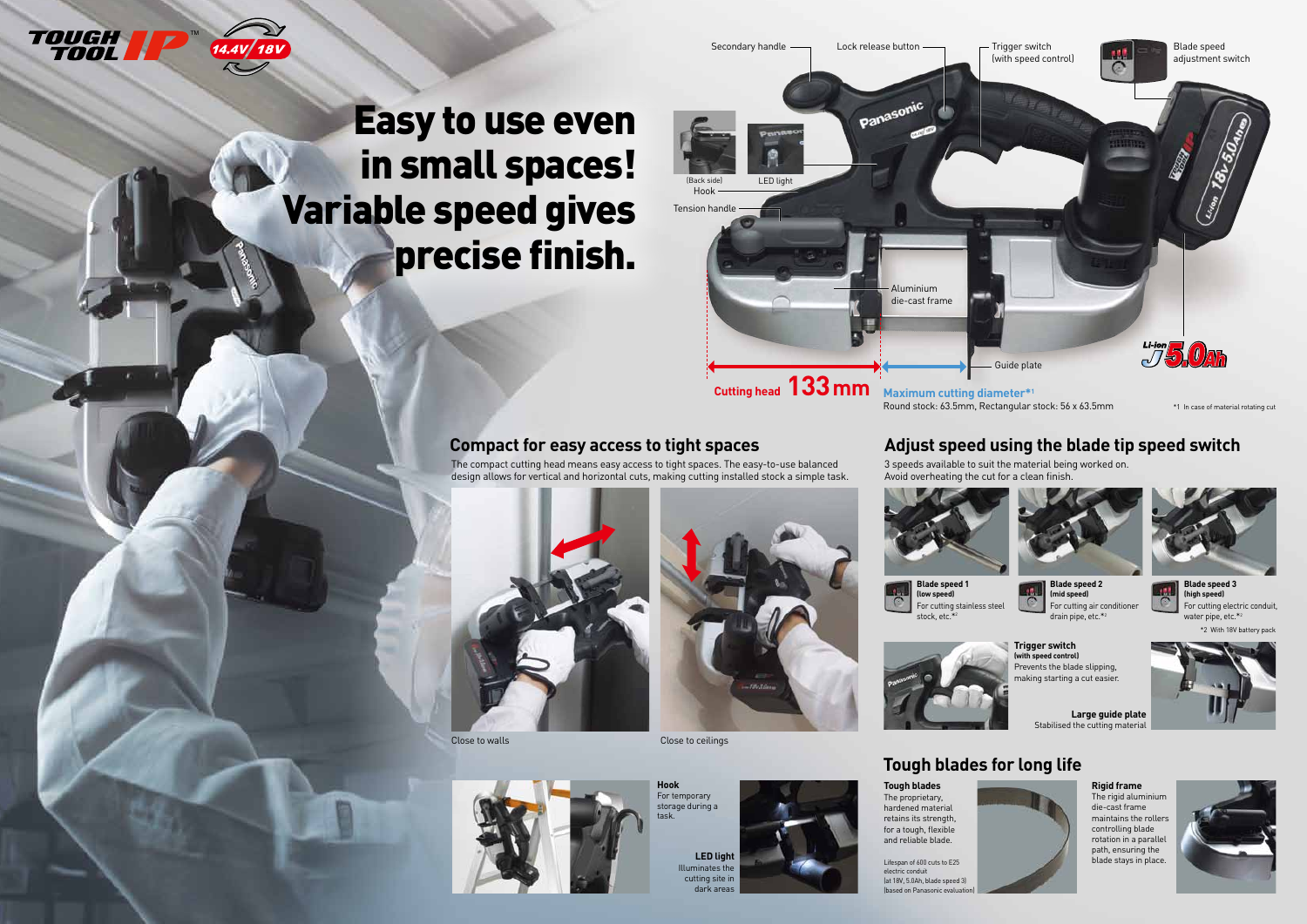TOUGH TOOL IP™ 14.4V / 18V

# Easy to use even in small spaces! Variable speed gives precise finish.

Secondary handle

Lock release button

Trigger switch (with speed control)

Blade speed adjustment switch

(Back side) Hook

LED light

Tension handle

Aluminium die-cast frame

Guide plate

Cutting head **133 mm**

**Maximum cutting diameter***[1]
Round stock: 63.5mm, Rectangular stock: 56 x 63.5mm

*1 In case of material rotating cut

## Compact for easy access to tight spaces

The compact cutting head means easy access to tight spaces. The easy-to-use balanced design allows for vertical and horizontal cuts, making cutting installed stock a simple task.

Close to walls

Close to ceilings

**Hook**
For temporary storage during a task.

**LED light**
Illuminates the cutting site in dark areas

## Adjust speed using the blade tip speed switch

3 speeds available to suit the material being worked on.
Avoid overheating the cut for a clean finish.

**Blade speed 1**
**(low speed)**
For cutting stainless steel stock, etc.*[2]

**Blade speed 2**
**(mid speed)**
For cutting air conditioner drain pipe, etc.*[2]

**Blade speed 3**
**(high speed)**
For cutting electric conduit, water pipe, etc.*[2]

*2 With 18V battery pack

**Trigger switch**
**(with speed control)**
Prevents the blade slipping, making starting a cut easier.

**Large guide plate**
Stabilised the cutting material

## Tough blades for long life

**Tough blades**
The proprietary, hardened material retains its strength, for a tough, flexible and reliable blade.

Lifespan of 600 cuts to E25 electric conduit
(at 18V, 5.0Ah, blade speed 3)
(based on Panasonic evaluation)

**Rigid frame**
The rigid aluminium die-cast frame maintains the rollers controlling blade rotation in a parallel path, ensuring the blade stays in place.